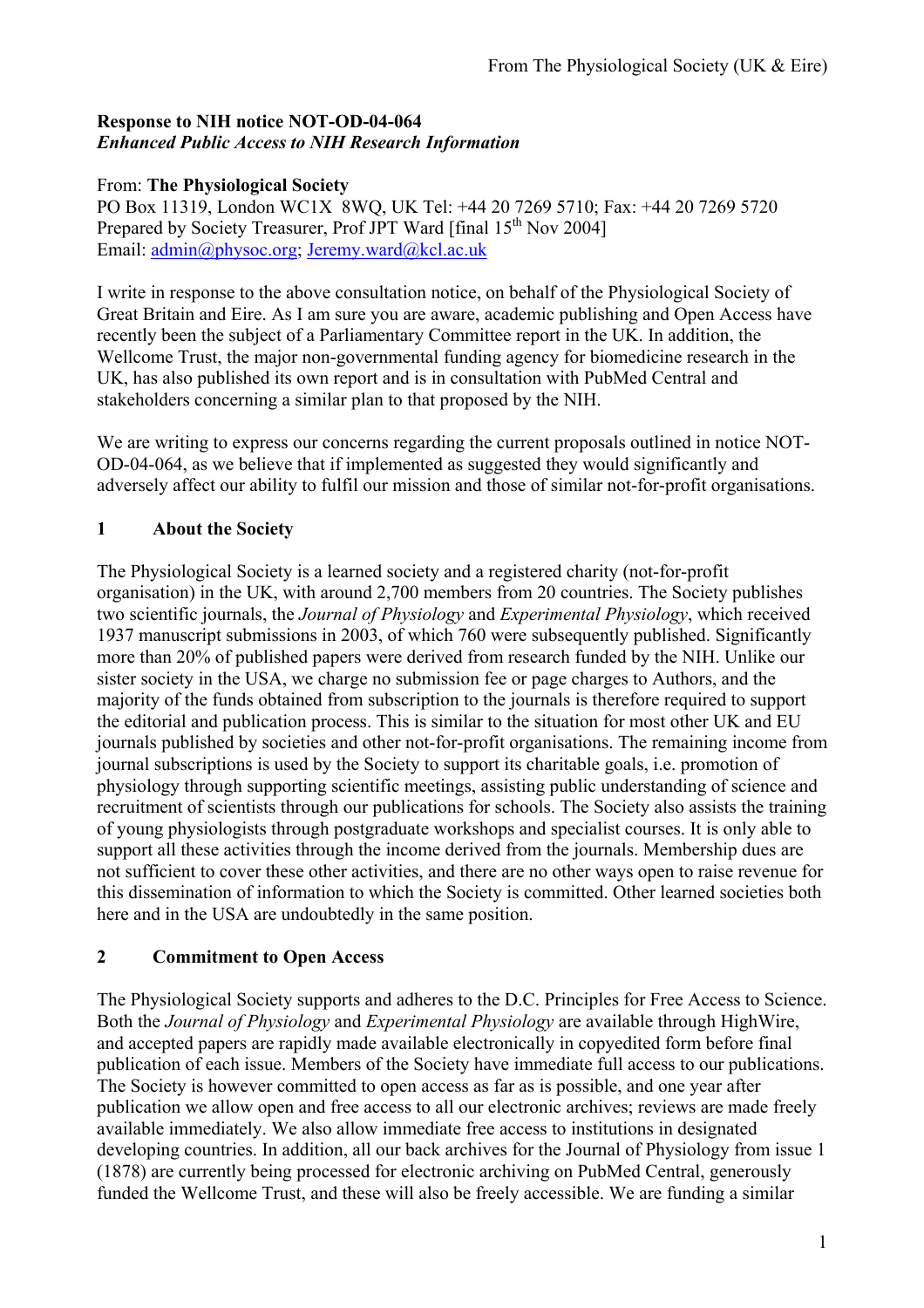From The Physiological Society (UK & Eire)

**Response to NIH notice NOT-OD-04-064**
***Enhanced Public Access to NIH Research Information***

From: **The Physiological Society**
PO Box 11319, London WC1X 8WQ, UK Tel: +44 20 7269 5710; Fax: +44 20 7269 5720
Prepared by Society Treasurer, Prof JPT Ward [final 15th Nov 2004]
Email: admin@physoc.org; Jeremy.ward@kcl.ac.uk

I write in response to the above consultation notice, on behalf of the Physiological Society of Great Britain and Eire. As I am sure you are aware, academic publishing and Open Access have recently been the subject of a Parliamentary Committee report in the UK. In addition, the Wellcome Trust, the major non-governmental funding agency for biomedicine research in the UK, has also published its own report and is in consultation with PubMed Central and stakeholders concerning a similar plan to that proposed by the NIH.

We are writing to express our concerns regarding the current proposals outlined in notice NOT-OD-04-064, as we believe that if implemented as suggested they would significantly and adversely affect our ability to fulfil our mission and those of similar not-for-profit organisations.

## 1 About the Society

The Physiological Society is a learned society and a registered charity (not-for-profit organisation) in the UK, with around 2,700 members from 20 countries. The Society publishes two scientific journals, the *Journal of Physiology* and *Experimental Physiology*, which received 1937 manuscript submissions in 2003, of which 760 were subsequently published. Significantly more than 20% of published papers were derived from research funded by the NIH. Unlike our sister society in the USA, we charge no submission fee or page charges to Authors, and the majority of the funds obtained from subscription to the journals is therefore required to support the editorial and publication process. This is similar to the situation for most other UK and EU journals published by societies and other not-for-profit organisations. The remaining income from journal subscriptions is used by the Society to support its charitable goals, i.e. promotion of physiology through supporting scientific meetings, assisting public understanding of science and recruitment of scientists through our publications for schools. The Society also assists the training of young physiologists through postgraduate workshops and specialist courses. It is only able to support all these activities through the income derived from the journals. Membership dues are not sufficient to cover these other activities, and there are no other ways open to raise revenue for this dissemination of information to which the Society is committed. Other learned societies both here and in the USA are undoubtedly in the same position.

## 2 Commitment to Open Access

The Physiological Society supports and adheres to the D.C. Principles for Free Access to Science. Both the *Journal of Physiology* and *Experimental Physiology* are available through HighWire, and accepted papers are rapidly made available electronically in copyedited form before final publication of each issue. Members of the Society have immediate full access to our publications. The Society is however committed to open access as far as is possible, and one year after publication we allow open and free access to all our electronic archives; reviews are made freely available immediately. We also allow immediate free access to institutions in designated developing countries. In addition, all our back archives for the Journal of Physiology from issue 1 (1878) are currently being processed for electronic archiving on PubMed Central, generously funded the Wellcome Trust, and these will also be freely accessible. We are funding a similar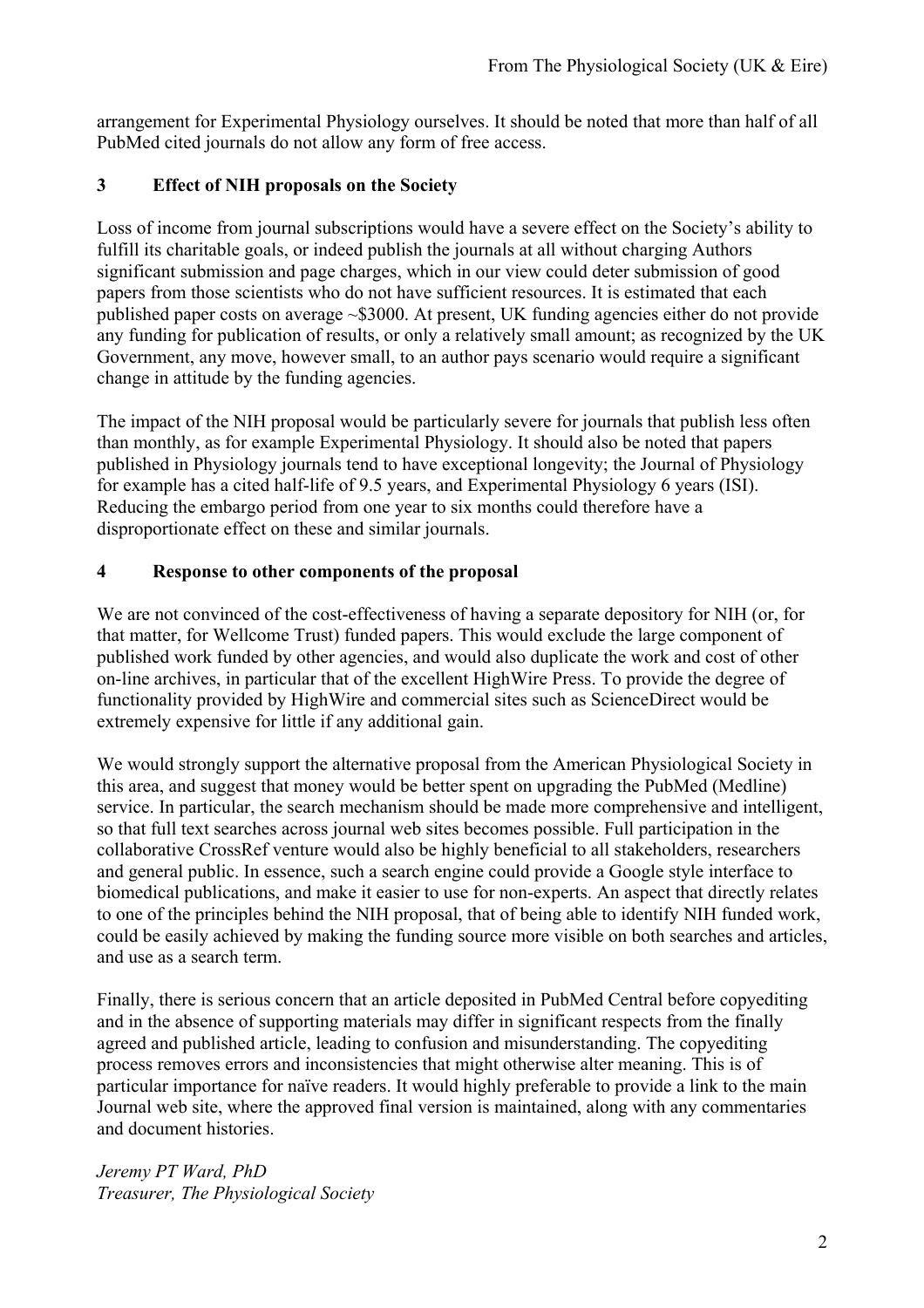arrangement for Experimental Physiology ourselves. It should be noted that more than half of all PubMed cited journals do not allow any form of free access.

## 3 Effect of NIH proposals on the Society

Loss of income from journal subscriptions would have a severe effect on the Society's ability to fulfill its charitable goals, or indeed publish the journals at all without charging Authors significant submission and page charges, which in our view could deter submission of good papers from those scientists who do not have sufficient resources. It is estimated that each published paper costs on average ~$3000. At present, UK funding agencies either do not provide any funding for publication of results, or only a relatively small amount; as recognized by the UK Government, any move, however small, to an author pays scenario would require a significant change in attitude by the funding agencies.

The impact of the NIH proposal would be particularly severe for journals that publish less often than monthly, as for example Experimental Physiology. It should also be noted that papers published in Physiology journals tend to have exceptional longevity; the Journal of Physiology for example has a cited half-life of 9.5 years, and Experimental Physiology 6 years (ISI). Reducing the embargo period from one year to six months could therefore have a disproportionate effect on these and similar journals.

## 4 Response to other components of the proposal

We are not convinced of the cost-effectiveness of having a separate depository for NIH (or, for that matter, for Wellcome Trust) funded papers. This would exclude the large component of published work funded by other agencies, and would also duplicate the work and cost of other on-line archives, in particular that of the excellent HighWire Press. To provide the degree of functionality provided by HighWire and commercial sites such as ScienceDirect would be extremely expensive for little if any additional gain.

We would strongly support the alternative proposal from the American Physiological Society in this area, and suggest that money would be better spent on upgrading the PubMed (Medline) service. In particular, the search mechanism should be made more comprehensive and intelligent, so that full text searches across journal web sites becomes possible. Full participation in the collaborative CrossRef venture would also be highly beneficial to all stakeholders, researchers and general public. In essence, such a search engine could provide a Google style interface to biomedical publications, and make it easier to use for non-experts. An aspect that directly relates to one of the principles behind the NIH proposal, that of being able to identify NIH funded work, could be easily achieved by making the funding source more visible on both searches and articles, and use as a search term.

Finally, there is serious concern that an article deposited in PubMed Central before copyediting and in the absence of supporting materials may differ in significant respects from the finally agreed and published article, leading to confusion and misunderstanding. The copyediting process removes errors and inconsistencies that might otherwise alter meaning. This is of particular importance for naïve readers. It would highly preferable to provide a link to the main Journal web site, where the approved final version is maintained, along with any commentaries and document histories.

*Jeremy PT Ward, PhD*
*Treasurer, The Physiological Society*